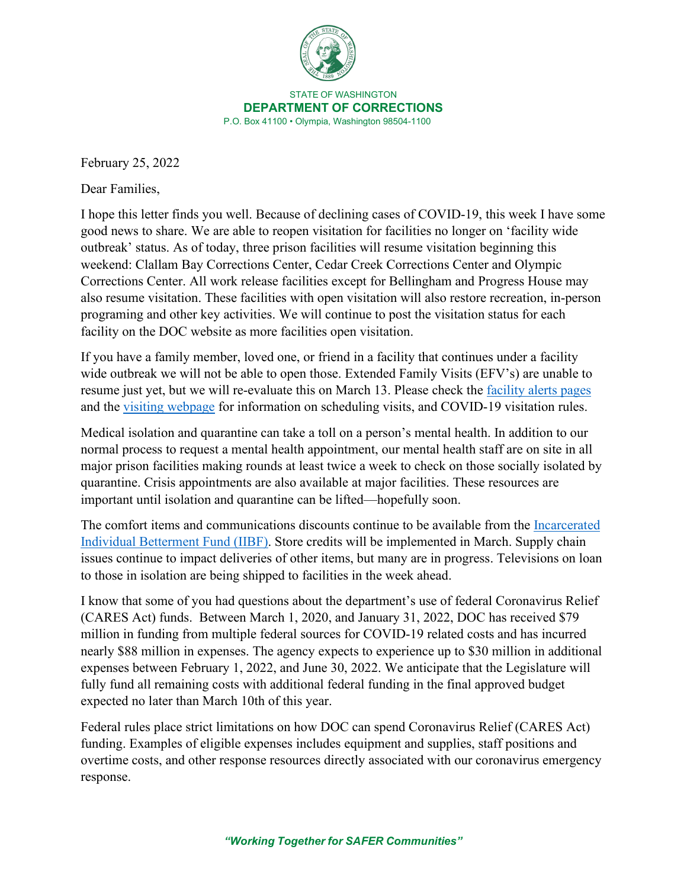STATE OF WASHINGTON

**DEPARTMENT OF CORRECTIONS**

P.O. Box 41100 • Olympia, Washington 98504-1100

February 25, 2022

Dear Families,

I hope this letter finds you well. Because of declining cases of COVID-19, this week I have some good news to share. We are able to reopen visitation for facilities no longer on 'facility wide outbreak' status. As of today, three prison facilities will resume visitation beginning this weekend: Clallam Bay Corrections Center, Cedar Creek Corrections Center and Olympic Corrections Center. All work release facilities except for Bellingham and Progress House may also resume visitation. These facilities with open visitation will also restore recreation, in-person programing and other key activities. We will continue to post the visitation status for each facility on the DOC website as more facilities open visitation.

If you have a family member, loved one, or friend in a facility that continues under a facility wide outbreak we will not be able to open those. Extended Family Visits (EFV's) are unable to resume just yet, but we will re-evaluate this on March 13. Please check the facility alerts pages and the visiting webpage for information on scheduling visits, and COVID-19 visitation rules.

Medical isolation and quarantine can take a toll on a person's mental health. In addition to our normal process to request a mental health appointment, our mental health staff are on site in all major prison facilities making rounds at least twice a week to check on those socially isolated by quarantine. Crisis appointments are also available at major facilities. These resources are important until isolation and quarantine can be lifted—hopefully soon.

The comfort items and communications discounts continue to be available from the Incarcerated Individual Betterment Fund (IIBF). Store credits will be implemented in March. Supply chain issues continue to impact deliveries of other items, but many are in progress. Televisions on loan to those in isolation are being shipped to facilities in the week ahead.

I know that some of you had questions about the department's use of federal Coronavirus Relief (CARES Act) funds. Between March 1, 2020, and January 31, 2022, DOC has received $79 million in funding from multiple federal sources for COVID-19 related costs and has incurred nearly $88 million in expenses. The agency expects to experience up to $30 million in additional expenses between February 1, 2022, and June 30, 2022. We anticipate that the Legislature will fully fund all remaining costs with additional federal funding in the final approved budget expected no later than March 10th of this year.

Federal rules place strict limitations on how DOC can spend Coronavirus Relief (CARES Act) funding. Examples of eligible expenses includes equipment and supplies, staff positions and overtime costs, and other response resources directly associated with our coronavirus emergency response.

*"Working Together for SAFER Communities"*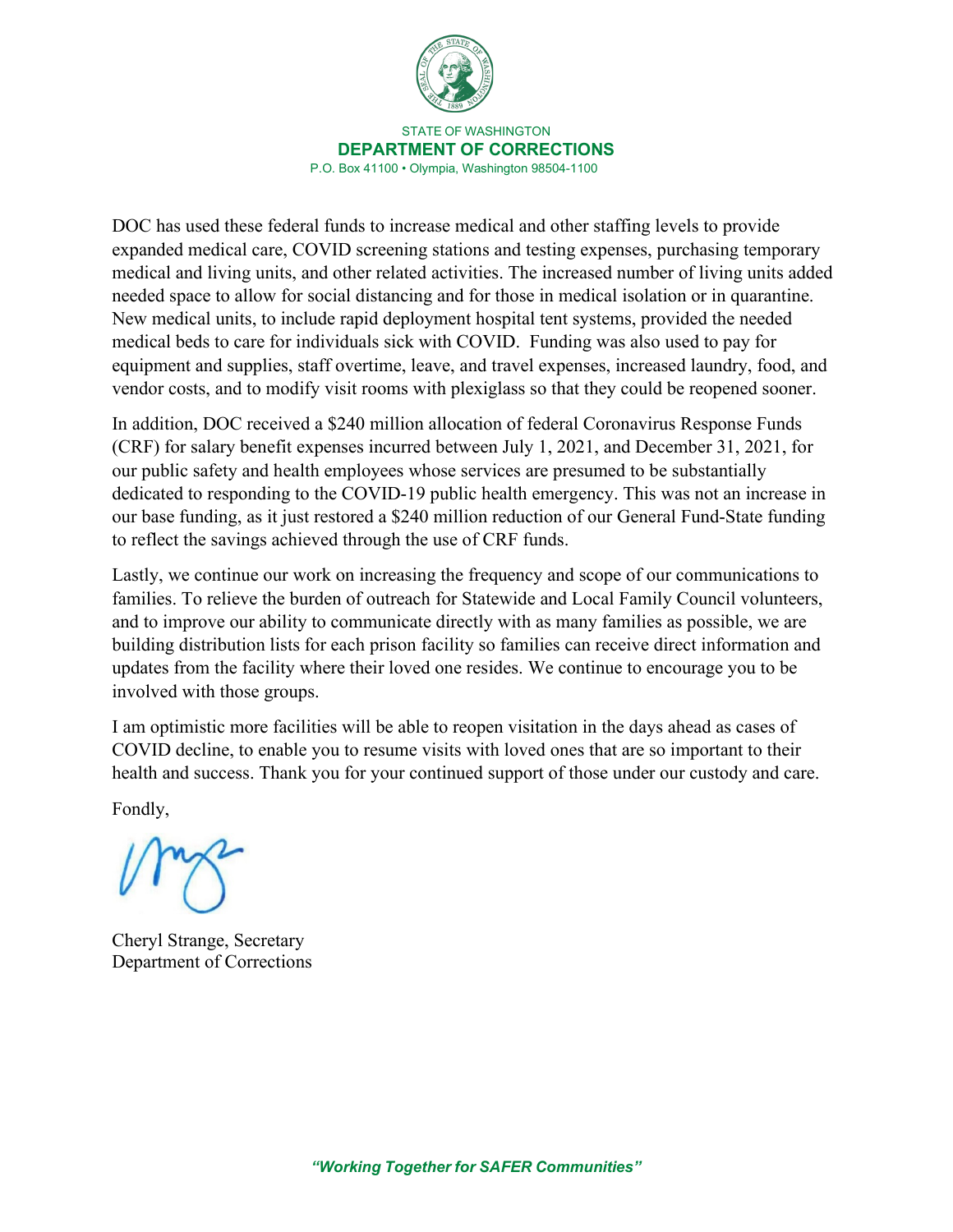STATE OF WASHINGTON
**DEPARTMENT OF CORRECTIONS**
P.O. Box 41100 • Olympia, Washington 98504-1100

DOC has used these federal funds to increase medical and other staffing levels to provide expanded medical care, COVID screening stations and testing expenses, purchasing temporary medical and living units, and other related activities. The increased number of living units added needed space to allow for social distancing and for those in medical isolation or in quarantine. New medical units, to include rapid deployment hospital tent systems, provided the needed medical beds to care for individuals sick with COVID. Funding was also used to pay for equipment and supplies, staff overtime, leave, and travel expenses, increased laundry, food, and vendor costs, and to modify visit rooms with plexiglass so that they could be reopened sooner.

In addition, DOC received a $240 million allocation of federal Coronavirus Response Funds (CRF) for salary benefit expenses incurred between July 1, 2021, and December 31, 2021, for our public safety and health employees whose services are presumed to be substantially dedicated to responding to the COVID-19 public health emergency. This was not an increase in our base funding, as it just restored a $240 million reduction of our General Fund-State funding to reflect the savings achieved through the use of CRF funds.

Lastly, we continue our work on increasing the frequency and scope of our communications to families. To relieve the burden of outreach for Statewide and Local Family Council volunteers, and to improve our ability to communicate directly with as many families as possible, we are building distribution lists for each prison facility so families can receive direct information and updates from the facility where their loved one resides. We continue to encourage you to be involved with those groups.

I am optimistic more facilities will be able to reopen visitation in the days ahead as cases of COVID decline, to enable you to resume visits with loved ones that are so important to their health and success. Thank you for your continued support of those under our custody and care.

Fondly,

Cheryl Strange, Secretary
Department of Corrections

*"Working Together for SAFER Communities"*